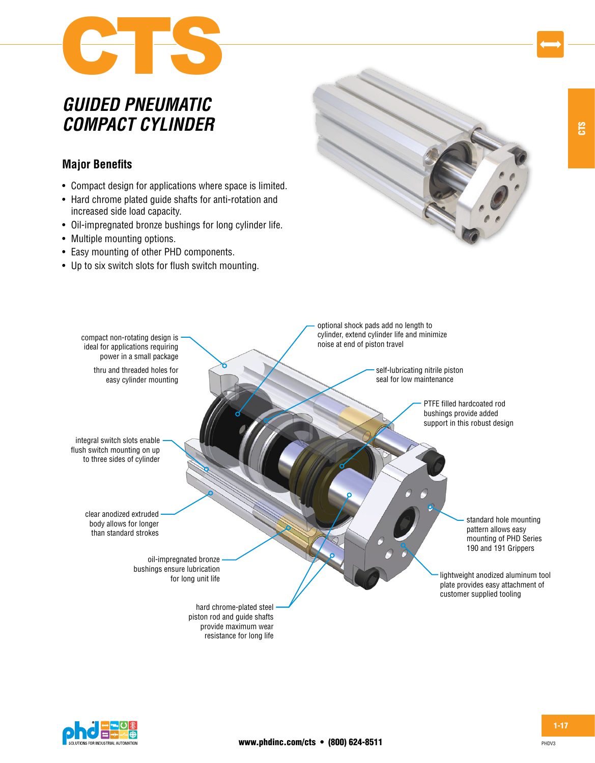# CTS

## *GUIDED PNEUMATIC COMPACT CYLINDER*

### Major Benefits

- Compact design for applications where space is limited.
- Hard chrome plated guide shafts for anti-rotation and increased side load capacity.
- Oil-impregnated bronze bushings for long cylinder life.
- Multiple mounting options.
- Easy mounting of other PHD components.
- Up to six switch slots for flush switch mounting.

compact non-rotating design is ideal for applications requiring power in a small package

thru and threaded holes for easy cylinder mounting

optional shock pads add no length to cylinder, extend cylinder life and minimize noise at end of piston travel

self-lubricating nitrile piston seal for low maintenance

PTFE filled hardcoated rod bushings provide added support in this robust design

integral switch slots enable flush switch mounting on up to three sides of cylinder

clear anodized extruded body allows for longer than standard strokes

standard hole mounting pattern allows easy mounting of PHD Series 190 and 191 Grippers

oil-impregnated bronze bushings ensure lubrication for long unit life

lightweight anodized aluminum tool plate provides easy attachment of customer supplied tooling

hard chrome-plated steel piston rod and guide shafts provide maximum wear resistance for long life

**www.phdinc.com/cts • (800) 624-8511**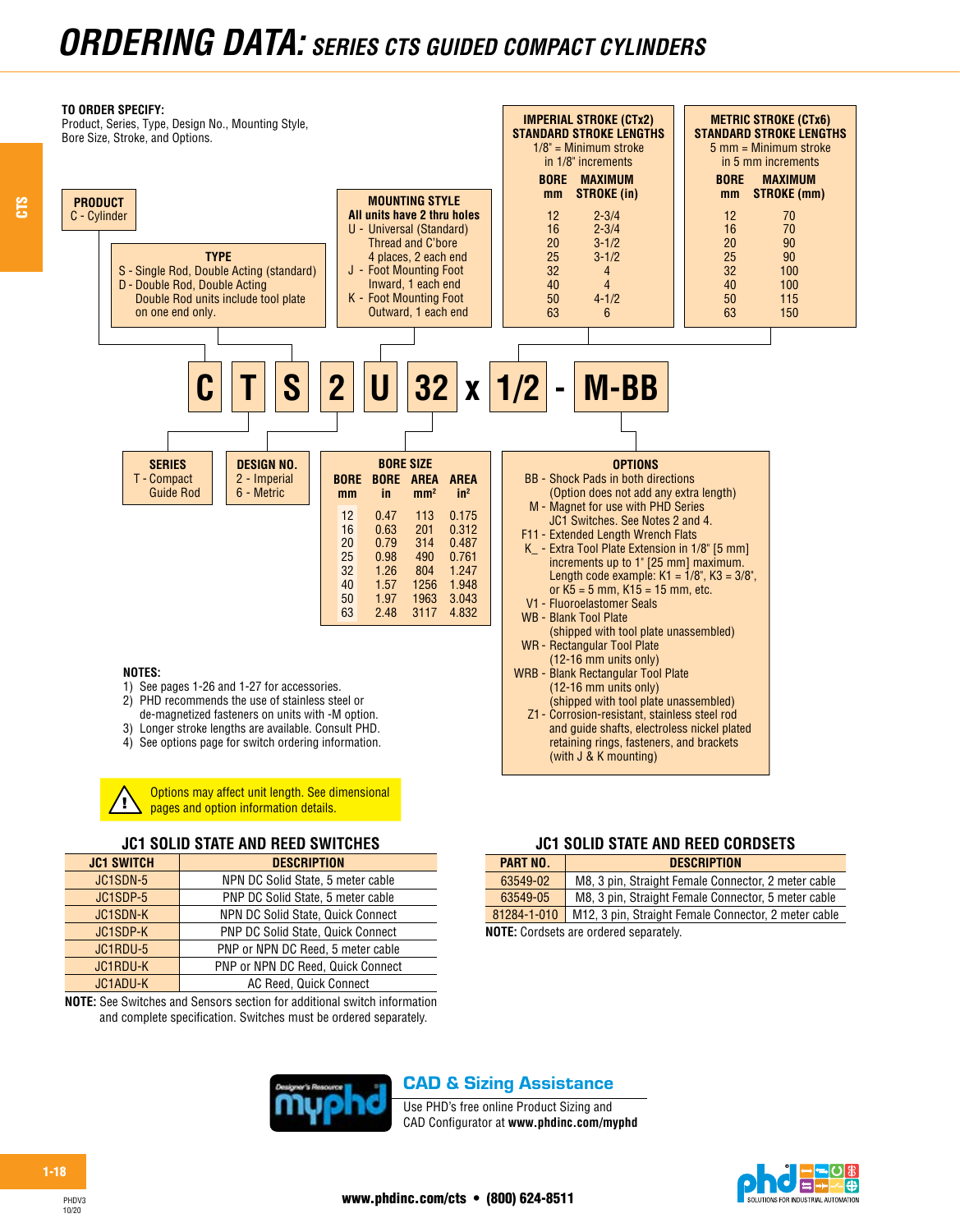# ORDERING DATA: SERIES CTS GUIDED COMPACT CYLINDERS

**TO ORDER SPECIFY:**
Product, Series, Type, Design No., Mounting Style, Bore Size, Stroke, and Options.

**PRODUCT**
C - Cylinder

**TYPE**
S - Single Rod, Double Acting (standard)
D - Double Rod, Double Acting
Double Rod units include tool plate on one end only.

**MOUNTING STYLE**
**All units have 2 thru holes**
U - Universal (Standard) Thread and C'bore 4 places, 2 each end
J - Foot Mounting Foot Inward, 1 each end
K - Foot Mounting Foot Outward, 1 each end

**IMPERIAL STROKE (CTx2) STANDARD STROKE LENGTHS**
1/8" = Minimum stroke in 1/8" increments

| BORE mm | MAXIMUM STROKE (in) |
|---|---|
| 12 | 2-3/4 |
| 16 | 2-3/4 |
| 20 | 3-1/2 |
| 25 | 3-1/2 |
| 32 | 4 |
| 40 | 4 |
| 50 | 4-1/2 |
| 63 | 6 |

**METRIC STROKE (CTx6) STANDARD STROKE LENGTHS**
5 mm = Minimum stroke in 5 mm increments

| BORE mm | MAXIMUM STROKE (mm) |
|---|---|
| 12 | 70 |
| 16 | 70 |
| 20 | 90 |
| 25 | 90 |
| 32 | 100 |
| 40 | 100 |
| 50 | 115 |
| 63 | 150 |

**C T S 2 U 32 x 1/2 - M-BB**

**SERIES**
T - Compact Guided Rod

**DESIGN NO.**
2 - Imperial
6 - Metric

**BORE SIZE**

| BORE mm | BORE in | AREA mm² | AREA in² |
|---|---|---|---|
| 12 | 0.47 | 113 | 0.175 |
| 16 | 0.63 | 201 | 0.312 |
| 20 | 0.79 | 314 | 0.487 |
| 25 | 0.98 | 490 | 0.761 |
| 32 | 1.26 | 804 | 1.247 |
| 40 | 1.57 | 1256 | 1.948 |
| 50 | 1.97 | 1963 | 3.043 |
| 63 | 2.48 | 3117 | 4.832 |

**OPTIONS**
- BB - Shock Pads in both directions (Option does not add any extra length)
- M - Magnet for use with PHD Series JC1 Switches. See Notes 2 and 4.
- F11 - Extended Length Wrench Flats
- K_ - Extra Tool Plate Extension in 1/8" [5 mm] increments up to 1" [25 mm] maximum. Length code example: K1 = 1/8", K3 = 3/8", or K5 = 5 mm, K15 = 15 mm, etc.
- V1 - Fluoroelastomer Seals
- WB - Blank Tool Plate (shipped with tool plate unassembled)
- WR - Rectangular Tool Plate (12-16 mm units only)
- WRB - Blank Rectangular Tool Plate (12-16 mm units only) (shipped with tool plate unassembled)
- Z1 - Corrosion-resistant, stainless steel rod and guide shafts, electroless nickel plated retaining rings, fasteners, and brackets (with J & K mounting)

**NOTES:**
1) See pages 1-26 and 1-27 for accessories.
2) PHD recommends the use of stainless steel or de-magnetized fasteners on units with -M option.
3) Longer stroke lengths are available. Consult PHD.
4) See options page for switch ordering information.

⚠ Options may affect unit length. See dimensional pages and option information details.

### JC1 SOLID STATE AND REED SWITCHES

| JC1 SWITCH | DESCRIPTION |
|---|---|
| JC1SDN-5 | NPN DC Solid State, 5 meter cable |
| JC1SDP-5 | PNP DC Solid State, 5 meter cable |
| JC1SDN-K | NPN DC Solid State, Quick Connect |
| JC1SDP-K | PNP DC Solid State, Quick Connect |
| JC1RDU-5 | PNP or NPN DC Reed, 5 meter cable |
| JC1RDU-K | PNP or NPN DC Reed, Quick Connect |
| JC1ADU-K | AC Reed, Quick Connect |

**NOTE:** See Switches and Sensors section for additional switch information and complete specification. Switches must be ordered separately.

### JC1 SOLID STATE AND REED CORDSETS

| PART NO. | DESCRIPTION |
|---|---|
| 63549-02 | M8, 3 pin, Straight Female Connector, 2 meter cable |
| 63549-05 | M8, 3 pin, Straight Female Connector, 5 meter cable |
| 81284-1-010 | M12, 3 pin, Straight Female Connector, 2 meter cable |

**NOTE:** Cordsets are ordered separately.

**CAD & Sizing Assistance**
Use PHD's free online Product Sizing and CAD Configurator at **www.phdinc.com/myphd**

**www.phdinc.com/cts • (800) 624-8511**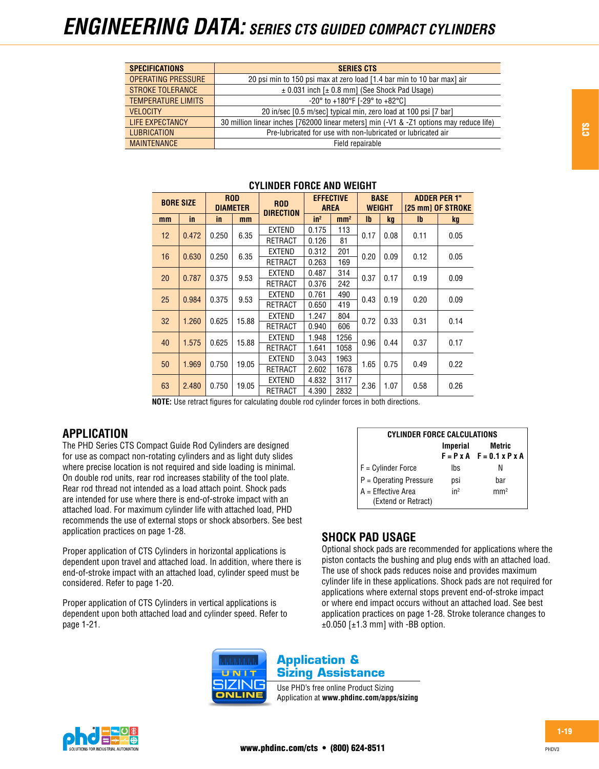# ENGINEERING DATA: SERIES CTS GUIDED COMPACT CYLINDERS

| SPECIFICATIONS | SERIES CTS |
|---|---|
| OPERATING PRESSURE | 20 psi min to 150 psi max at zero load [1.4 bar min to 10 bar max] air |
| STROKE TOLERANCE | ± 0.031 inch [± 0.8 mm] (See Shock Pad Usage) |
| TEMPERATURE LIMITS | -20° to +180°F [-29° to +82°C] |
| VELOCITY | 20 in/sec [0.5 m/sec] typical min, zero load at 100 psi [7 bar] |
| LIFE EXPECTANCY | 30 million linear inches [762000 linear meters] min (-V1 & -Z1 options may reduce life) |
| LUBRICATION | Pre-lubricated for use with non-lubricated or lubricated air |
| MAINTENANCE | Field repairable |

### CYLINDER FORCE AND WEIGHT

| BORE SIZE | | ROD DIAMETER | | ROD DIRECTION | EFFECTIVE AREA | | BASE WEIGHT | | ADDER PER 1" [25 mm] OF STROKE | |
|---|---|---|---|---|---|---|---|---|---|---|
| mm | in | in | mm | | in² | mm² | lb | kg | lb | kg |
| 12 | 0.472 | 0.250 | 6.35 | EXTEND | 0.175 | 113 | 0.17 | 0.08 | 0.11 | 0.05 |
| | | | | RETRACT | 0.126 | 81 | | | | |
| 16 | 0.630 | 0.250 | 6.35 | EXTEND | 0.312 | 201 | 0.20 | 0.09 | 0.12 | 0.05 |
| | | | | RETRACT | 0.263 | 169 | | | | |
| 20 | 0.787 | 0.375 | 9.53 | EXTEND | 0.487 | 314 | 0.37 | 0.17 | 0.19 | 0.09 |
| | | | | RETRACT | 0.376 | 242 | | | | |
| 25 | 0.984 | 0.375 | 9.53 | EXTEND | 0.761 | 490 | 0.43 | 0.19 | 0.20 | 0.09 |
| | | | | RETRACT | 0.650 | 419 | | | | |
| 32 | 1.260 | 0.625 | 15.88 | EXTEND | 1.247 | 804 | 0.72 | 0.33 | 0.31 | 0.14 |
| | | | | RETRACT | 0.940 | 606 | | | | |
| 40 | 1.575 | 0.625 | 15.88 | EXTEND | 1.948 | 1256 | 0.96 | 0.44 | 0.37 | 0.17 |
| | | | | RETRACT | 1.641 | 1058 | | | | |
| 50 | 1.969 | 0.750 | 19.05 | EXTEND | 3.043 | 1963 | 1.65 | 0.75 | 0.49 | 0.22 |
| | | | | RETRACT | 2.602 | 1678 | | | | |
| 63 | 2.480 | 0.750 | 19.05 | EXTEND | 4.832 | 3117 | 2.36 | 1.07 | 0.58 | 0.26 |
| | | | | RETRACT | 4.390 | 2832 | | | | |

**NOTE:** Use retract figures for calculating double rod cylinder forces in both directions.

## APPLICATION

The PHD Series CTS Compact Guide Rod Cylinders are designed for use as compact non-rotating cylinders and as light duty slides where precise location is not required and side loading is minimal. On double rod units, rear rod increases stability of the tool plate. Rear rod thread not intended as a load attach point. Shock pads are intended for use where there is end-of-stroke impact with an attached load. For maximum cylinder life with attached load, PHD recommends the use of external stops or shock absorbers. See best application practices on page 1-28.

Proper application of CTS Cylinders in horizontal applications is dependent upon travel and attached load. In addition, where there is end-of-stroke impact with an attached load, cylinder speed must be considered. Refer to page 1-20.

Proper application of CTS Cylinders in vertical applications is dependent upon both attached load and cylinder speed. Refer to page 1-21.

| CYLINDER FORCE CALCULATIONS | Imperial $F = P \times A$ | Metric $F = 0.1 \times P \times A$ |
|---|---|---|
| F = Cylinder Force | lbs | N |
| P = Operating Pressure | psi | bar |
| A = Effective Area (Extend or Retract) | in² | mm² |

## SHOCK PAD USAGE

Optional shock pads are recommended for applications where the piston contacts the bushing and plug ends with an attached load. The use of shock pads reduces noise and provides maximum cylinder life in these applications. Shock pads are not required for applications where external stops prevent end-of-stroke impact or where end impact occurs without an attached load. See best application practices on page 1-28. Stroke tolerance changes to ±0.050 [±1.3 mm] with -BB option.

**Application & Sizing Assistance**

Use PHD's free online Product Sizing Application at **www.phdinc.com/apps/sizing**

www.phdinc.com/cts • (800) 624-8511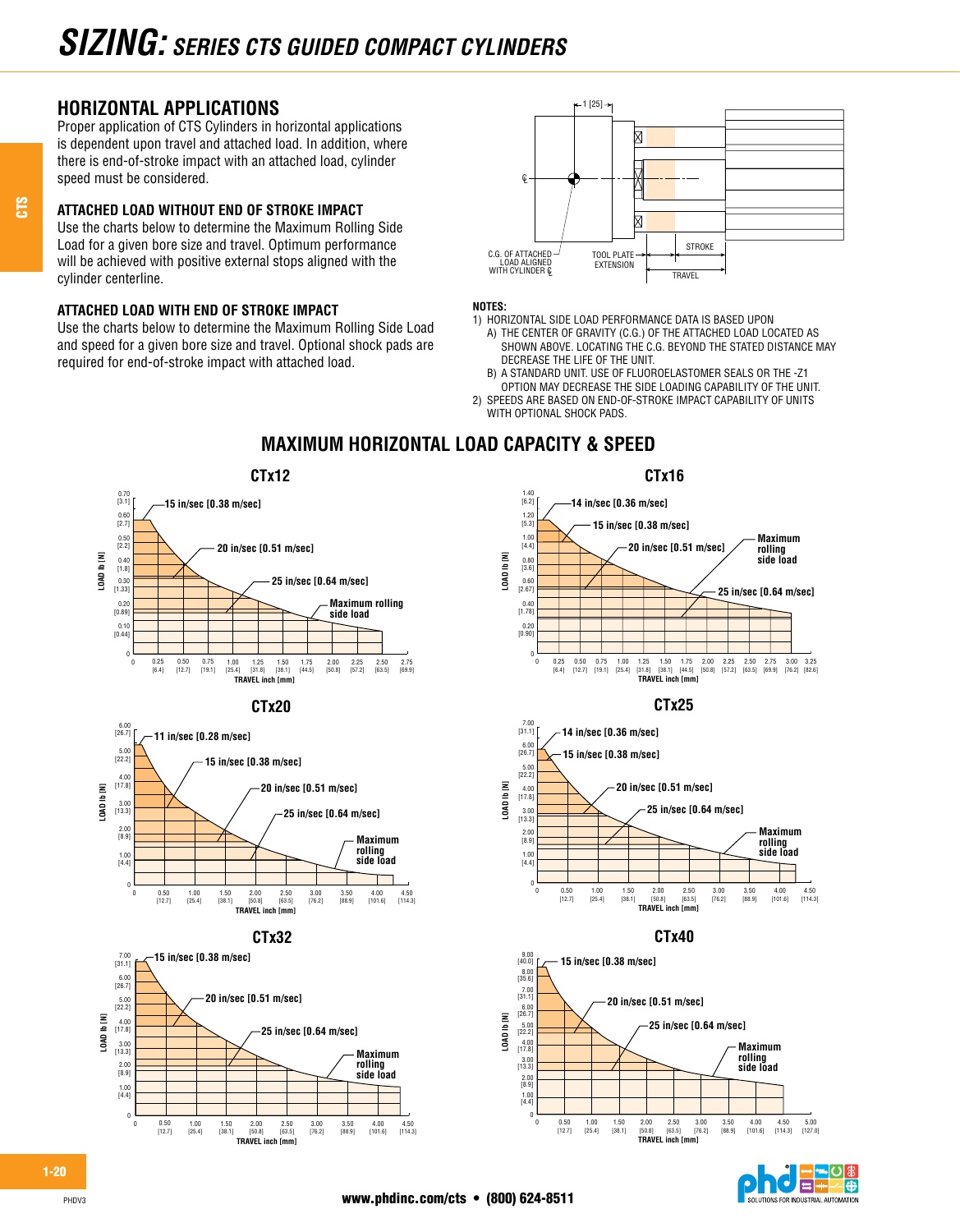# SIZING: SERIES CTS GUIDED COMPACT CYLINDERS

## HORIZONTAL APPLICATIONS

Proper application of CTS Cylinders in horizontal applications is dependent upon travel and attached load. In addition, where there is end-of-stroke impact with an attached load, cylinder speed must be considered.

### ATTACHED LOAD WITHOUT END OF STROKE IMPACT

Use the charts below to determine the Maximum Rolling Side Load for a given bore size and travel. Optimum performance will be achieved with positive external stops aligned with the cylinder centerline.

### ATTACHED LOAD WITH END OF STROKE IMPACT

Use the charts below to determine the Maximum Rolling Side Load and speed for a given bore size and travel. Optional shock pads are required for end-of-stroke impact with attached load.

1 [25]

C.G. OF ATTACHED LOAD ALIGNED WITH CYLINDER ℄

TOOL PLATE EXTENSION

STROKE

TRAVEL

**NOTES:**

1) HORIZONTAL SIDE LOAD PERFORMANCE DATA IS BASED UPON
   A) THE CENTER OF GRAVITY (C.G.) OF THE ATTACHED LOAD LOCATED AS SHOWN ABOVE. LOCATING THE C.G. BEYOND THE STATED DISTANCE MAY DECREASE THE LIFE OF THE UNIT.
   B) A STANDARD UNIT. USE OF FLUOROELASTOMER SEALS OR THE -Z1 OPTION MAY DECREASE THE SIDE LOADING CAPABILITY OF THE UNIT.
2) SPEEDS ARE BASED ON END-OF-STROKE IMPACT CAPABILITY OF UNITS WITH OPTIONAL SHOCK PADS.

## MAXIMUM HORIZONTAL LOAD CAPACITY & SPEED

### CTx12

LOAD lb [N] vs. TRAVEL inch [mm]

Curves: 15 in/sec [0.38 m/sec]; 20 in/sec [0.51 m/sec]; 25 in/sec [0.64 m/sec]; Maximum rolling side load

Y axis: 0, 0.10 [0.44], 0.20 [0.89], 0.30 [1.33], 0.40 [1.8], 0.50 [2.2], 0.60 [2.7], 0.70 [3.1]

X axis: 0, 0.25 [6.4], 0.50 [12.7], 0.75 [19.1], 1.00 [25.4], 1.25 [31.8], 1.50 [38.1], 1.75 [44.5], 2.00 [50.8], 2.25 [57.2], 2.50 [63.5], 2.75 [69.9]

### CTx16

LOAD lb [N] vs. TRAVEL inch [mm]

Curves: 14 in/sec [0.36 m/sec]; 15 in/sec [0.38 m/sec]; 20 in/sec [0.51 m/sec]; 25 in/sec [0.64 m/sec]; Maximum rolling side load

Y axis: 0, 0.20 [0.90], 0.40 [1.78], 0.60 [2.67], 0.80 [3.6], 1.00 [4.4], 1.20 [5.3], 1.40 [6.2]

X axis: 0, 0.25 [6.4], 0.50 [12.7], 0.75 [19.1], 1.00 [25.4], 1.25 [31.8], 1.50 [38.1], 1.75 [44.5], 2.00 [50.8], 2.25 [57.2], 2.50 [63.5], 2.75 [69.9], 3.00 [76.2], 3.25 [82.6]

### CTx20

LOAD lb [N] vs. TRAVEL inch [mm]

Curves: 11 in/sec [0.28 m/sec]; 15 in/sec [0.38 m/sec]; 20 in/sec [0.51 m/sec]; 25 in/sec [0.64 m/sec]; Maximum rolling side load

Y axis: 0, 1.00 [4.4], 2.00 [8.9], 3.00 [13.3], 4.00 [17.8], 5.00 [22.2], 6.00 [26.7]

X axis: 0, 0.50 [12.7], 1.00 [25.4], 1.50 [38.1], 2.00 [50.8], 2.50 [63.5], 3.00 [76.2], 3.50 [88.9], 4.00 [101.6], 4.50 [114.3]

### CTx25

LOAD lb [N] vs. TRAVEL inch [mm]

Curves: 14 in/sec [0.36 m/sec]; 15 in/sec [0.38 m/sec]; 20 in/sec [0.51 m/sec]; 25 in/sec [0.64 m/sec]; Maximum rolling side load

Y axis: 0, 1.00 [4.4], 2.00 [8.9], 3.00 [13.3], 4.00 [17.8], 5.00 [22.2], 6.00 [26.7], 7.00 [31.1]

X axis: 0, 0.50 [12.7], 1.00 [25.4], 1.50 [38.1], 2.00 [50.8], 2.50 [63.5], 3.00 [76.2], 3.50 [88.9], 4.00 [101.6], 4.50 [114.3]

### CTx32

LOAD lb [N] vs. TRAVEL inch [mm]

Curves: 15 in/sec [0.38 m/sec]; 20 in/sec [0.51 m/sec]; 25 in/sec [0.64 m/sec]; Maximum rolling side load

Y axis: 0, 1.00 [4.4], 2.00 [8.9], 3.00 [13.3], 4.00 [17.8], 5.00 [22.2], 6.00 [26.7], 7.00 [31.1]

X axis: 0, 0.50 [12.7], 1.00 [25.4], 1.50 [38.1], 2.00 [50.8], 2.50 [63.5], 3.00 [76.2], 3.50 [88.9], 4.00 [101.6], 4.50 [114.3]

### CTx40

LOAD lb [N] vs. TRAVEL inch [mm]

Curves: 15 in/sec [0.38 m/sec]; 20 in/sec [0.51 m/sec]; 25 in/sec [0.64 m/sec]; Maximum rolling side load

Y axis: 0, 1.00 [4.4], 2.00 [8.9], 3.00 [13.3], 4.00 [17.8], 5.00 [22.2], 6.00 [26.7], 7.00 [31.1], 8.00 [35.6], 9.00 [40.0]

X axis: 0, 0.50 [12.7], 1.00 [25.4], 1.50 [38.1], 2.00 [50.8], 2.50 [63.5], 3.00 [76.2], 3.50 [88.9], 4.00 [101.6], 4.50 [114.3], 5.00 [127.0]

www.phdinc.com/cts • (800) 624-8511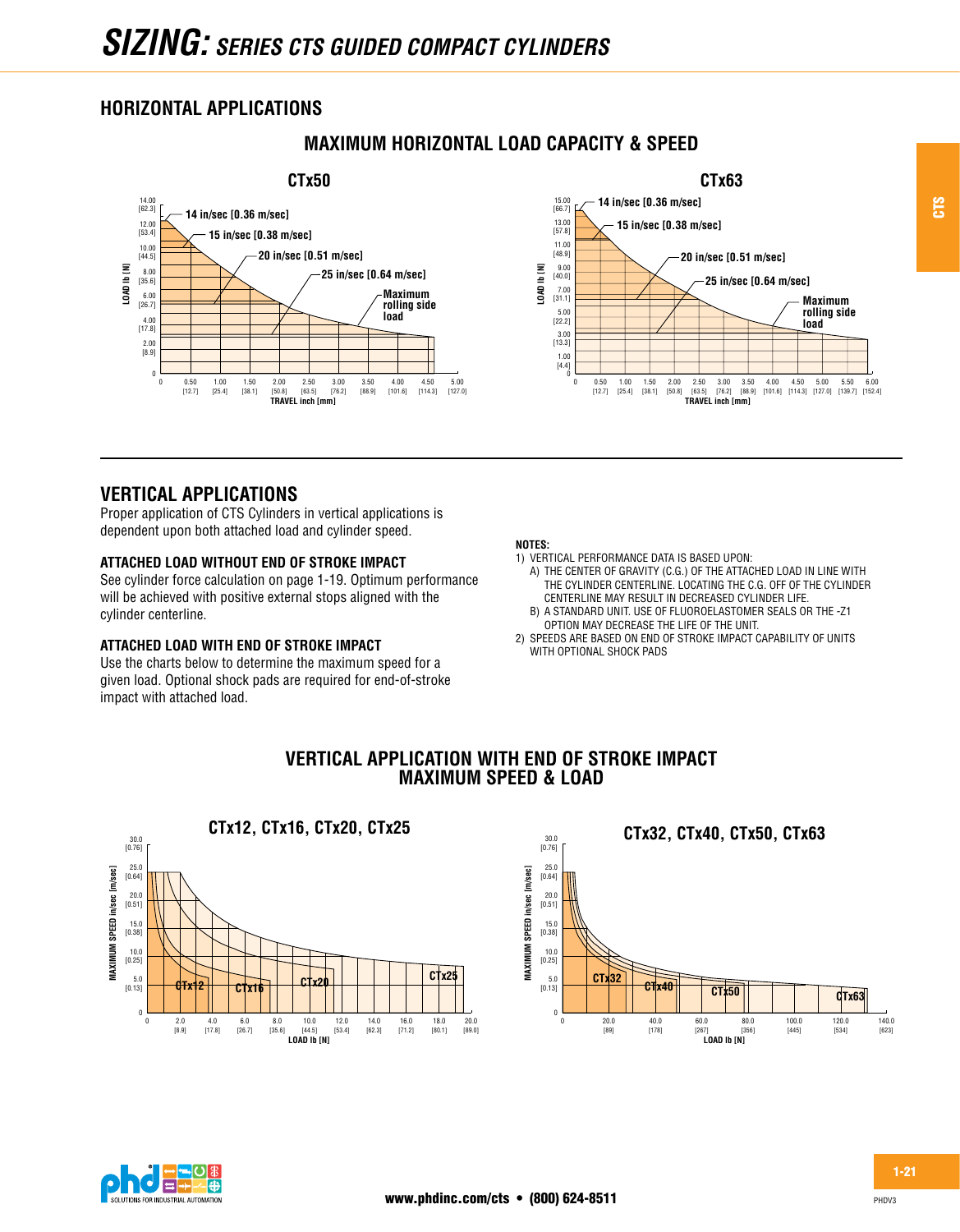# SIZING: SERIES CTS GUIDED COMPACT CYLINDERS

## HORIZONTAL APPLICATIONS

### MAXIMUM HORIZONTAL LOAD CAPACITY & SPEED

**CTx50**

14 in/sec [0.36 m/sec]
15 in/sec [0.38 m/sec]
20 in/sec [0.51 m/sec]
25 in/sec [0.64 m/sec]
Maximum rolling side load

LOAD lb [N]
TRAVEL inch [mm]

**CTx63**

14 in/sec [0.36 m/sec]
15 in/sec [0.38 m/sec]
20 in/sec [0.51 m/sec]
25 in/sec [0.64 m/sec]
Maximum rolling side load

LOAD lb [N]
TRAVEL inch [mm]

## VERTICAL APPLICATIONS

Proper application of CTS Cylinders in vertical applications is dependent upon both attached load and cylinder speed.

### ATTACHED LOAD WITHOUT END OF STROKE IMPACT

See cylinder force calculation on page 1-19. Optimum performance will be achieved with positive external stops aligned with the cylinder centerline.

### ATTACHED LOAD WITH END OF STROKE IMPACT

Use the charts below to determine the maximum speed for a given load. Optional shock pads are required for end-of-stroke impact with attached load.

**NOTES:**

1) VERTICAL PERFORMANCE DATA IS BASED UPON:
   A) THE CENTER OF GRAVITY (C.G.) OF THE ATTACHED LOAD IN LINE WITH THE CYLINDER CENTERLINE. LOCATING THE C.G. OFF OF THE CYLINDER CENTERLINE MAY RESULT IN DECREASED CYLINDER LIFE.
   B) A STANDARD UNIT. USE OF FLUOROELASTOMER SEALS OR THE -Z1 OPTION MAY DECREASE THE LIFE OF THE UNIT.
2) SPEEDS ARE BASED ON END OF STROKE IMPACT CAPABILITY OF UNITS WITH OPTIONAL SHOCK PADS

### VERTICAL APPLICATION WITH END OF STROKE IMPACT MAXIMUM SPEED & LOAD

**CTx12, CTx16, CTx20, CTx25**

MAXIMUM SPEED in/sec [m/sec]
LOAD lb [N]

**CTx32, CTx40, CTx50, CTx63**

MAXIMUM SPEED in/sec [m/sec]
LOAD lb [N]

www.phdinc.com/cts • (800) 624-8511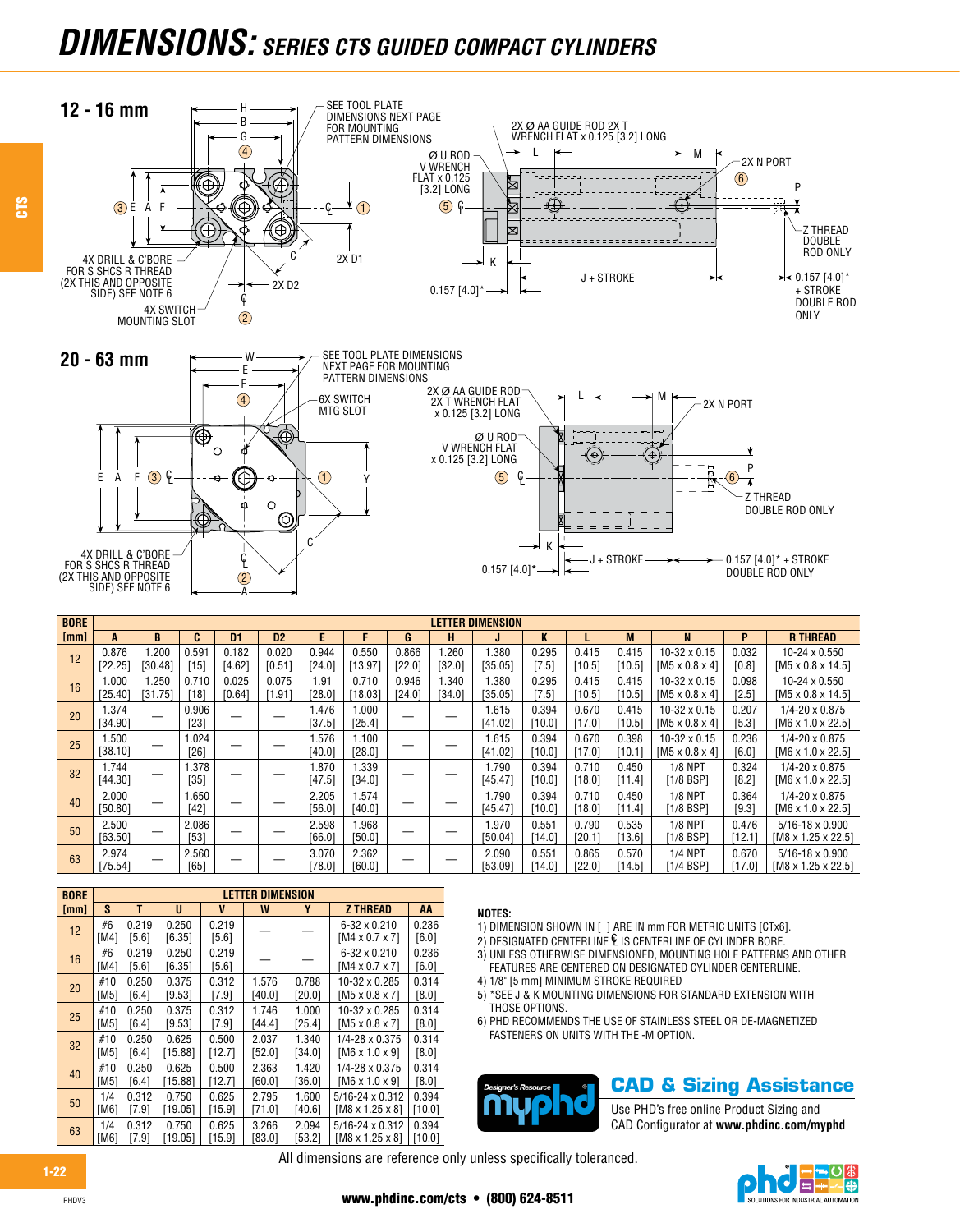# DIMENSIONS: SERIES CTS GUIDED COMPACT CYLINDERS

## 12 - 16 mm

SEE TOOL PLATE DIMENSIONS NEXT PAGE FOR MOUNTING PATTERN DIMENSIONS

2X Ø AA GUIDE ROD 2X T WRENCH FLAT x 0.125 [3.2] LONG

Ø U ROD V WRENCH FLAT x 0.125 [3.2] LONG

2X N PORT

Z THREAD DOUBLE ROD ONLY

4X DRILL & C'BORE FOR S SHCS R THREAD (2X THIS AND OPPOSITE SIDE) SEE NOTE 6

4X SWITCH MOUNTING SLOT

0.157 [4.0]*

J + STROKE

0.157 [4.0]* + STROKE DOUBLE ROD ONLY

## 20 - 63 mm

SEE TOOL PLATE DIMENSIONS NEXT PAGE FOR MOUNTING PATTERN DIMENSIONS

6X SWITCH MTG SLOT

2X Ø AA GUIDE ROD 2X T WRENCH FLAT x 0.125 [3.2] LONG

Ø U ROD V WRENCH FLAT x 0.125 [3.2] LONG

2X N PORT

Z THREAD DOUBLE ROD ONLY

4X DRILL & C'BORE FOR S SHCS R THREAD (2X THIS AND OPPOSITE SIDE) SEE NOTE 6

0.157 [4.0]*

J + STROKE

0.157 [4.0]* + STROKE DOUBLE ROD ONLY

| BORE [mm] | A | B | C | D1 | D2 | E | F | G | H | J | K | L | M | N | P | R THREAD |
|---|---|---|---|---|---|---|---|---|---|---|---|---|---|---|---|---|
| 12 | 0.876 [22.25] | 1.200 [30.48] | 0.591 [15] | 0.182 [4.62] | 0.020 [0.51] | 0.944 [24.0] | 0.550 [13.97] | 0.866 [22.0] | 1.260 [32.0] | 1.380 [35.05] | 0.295 [7.5] | 0.415 [10.5] | 0.415 [10.5] | 10-32 x 0.15 [M5 x 0.8 x 4] | 0.032 [0.8] | 10-24 x 0.550 [M5 x 0.8 x 14.5] |
| 16 | 1.000 [25.40] | 1.250 [31.75] | 0.710 [18] | 0.025 [0.64] | 0.075 [1.91] | 1.91 [28.0] | 0.710 [18.03] | 0.946 [24.0] | 1.340 [34.0] | 1.380 [35.05] | 0.295 [7.5] | 0.415 [10.5] | 0.415 [10.5] | 10-32 x 0.15 [M5 x 0.8 x 4] | 0.098 [2.5] | 10-24 x 0.550 [M5 x 0.8 x 14.5] |
| 20 | 1.374 [34.90] | — | 0.906 [23] | — | — | 1.476 [37.5] | 1.000 [25.4] | — | — | 1.615 [41.02] | 0.394 [10.0] | 0.670 [17.0] | 0.415 [10.5] | 10-32 x 0.15 [M5 x 0.8 x 4] | 0.207 [5.3] | 1/4-20 x 0.875 [M6 x 1.0 x 22.5] |
| 25 | 1.500 [38.10] | — | 1.024 [26] | — | — | 1.576 [40.0] | 1.100 [28.0] | — | — | 1.615 [41.02] | 0.394 [10.0] | 0.670 [17.0] | 0.398 [10.1] | 10-32 x 0.15 [M5 x 0.8 x 4] | 0.236 [6.0] | 1/4-20 x 0.875 [M6 x 1.0 x 22.5] |
| 32 | 1.744 [44.30] | — | 1.378 [35] | — | — | 1.870 [47.5] | 1.339 [34.0] | — | — | 1.790 [45.47] | 0.394 [10.0] | 0.710 [18.0] | 0.450 [11.4] | 1/8 NPT [1/8 BSP] | 0.324 [8.2] | 1/4-20 x 0.875 [M6 x 1.0 x 22.5] |
| 40 | 2.000 [50.80] | — | 1.650 [42] | — | — | 2.205 [56.0] | 1.574 [40.0] | — | — | 1.790 [45.47] | 0.394 [10.0] | 0.710 [18.0] | 0.450 [11.4] | 1/8 NPT [1/8 BSP] | 0.364 [9.3] | 1/4-20 x 0.875 [M6 x 1.0 x 22.5] |
| 50 | 2.500 [63.50] | — | 2.086 [53] | — | — | 2.598 [66.0] | 1.968 [50.0] | — | — | 1.970 [50.04] | 0.551 [14.0] | 0.790 [20.1] | 0.535 [13.6] | 1/8 NPT [1/8 BSP] | 0.476 [12.1] | 5/16-18 x 0.900 [M8 x 1.25 x 22.5] |
| 63 | 2.974 [75.54] | — | 2.560 [65] | — | — | 3.070 [78.0] | 2.362 [60.0] | — | — | 2.090 [53.09] | 0.551 [14.0] | 0.865 [22.0] | 0.570 [14.5] | 1/4 NPT [1/4 BSP] | 0.670 [17.0] | 5/16-18 x 0.900 [M8 x 1.25 x 22.5] |

| BORE [mm] | S | T | U | V | W | Y | Z THREAD | AA |
|---|---|---|---|---|---|---|---|---|
| 12 | #6 [M4] | 0.219 [5.6] | 0.250 [6.35] | 0.219 [5.6] | — | — | 6-32 x 0.210 [M4 x 0.7 x 7] | 0.236 [6.0] |
| 16 | #6 [M4] | 0.219 [5.6] | 0.250 [6.35] | 0.219 [5.6] | — | — | 6-32 x 0.210 [M4 x 0.7 x 7] | 0.236 [6.0] |
| 20 | #10 [M5] | 0.250 [6.4] | 0.375 [9.53] | 0.312 [7.9] | 1.576 [40.0] | 0.788 [20.0] | 10-32 x 0.285 [M5 x 0.8 x 7] | 0.314 [8.0] |
| 25 | #10 [M5] | 0.250 [6.4] | 0.375 [9.53] | 0.312 [7.9] | 1.746 [44.4] | 1.000 [25.4] | 10-32 x 0.285 [M5 x 0.8 x 7] | 0.314 [8.0] |
| 32 | #10 [M5] | 0.250 [6.4] | 0.625 [15.88] | 0.500 [12.7] | 2.037 [52.0] | 1.340 [34.0] | 1/4-28 x 0.375 [M6 x 1.0 x 9] | 0.314 [8.0] |
| 40 | #10 [M5] | 0.250 [6.4] | 0.625 [15.88] | 0.500 [12.7] | 2.363 [60.0] | 1.420 [36.0] | 1/4-28 x 0.375 [M6 x 1.0 x 9] | 0.314 [8.0] |
| 50 | 1/4 [M6] | 0.312 [7.9] | 0.750 [19.05] | 0.625 [15.9] | 2.795 [71.0] | 1.600 [40.6] | 5/16-24 x 0.312 [M8 x 1.25 x 8] | 0.394 [10.0] |
| 63 | 1/4 [M6] | 0.312 [7.9] | 0.750 [19.05] | 0.625 [15.9] | 3.266 [83.0] | 2.094 [53.2] | 5/16-24 x 0.312 [M8 x 1.25 x 8] | 0.394 [10.0] |

**NOTES:**

1) DIMENSION SHOWN IN [ ] ARE IN mm FOR METRIC UNITS [CTx6].
2) DESIGNATED CENTERLINE ℄ IS CENTERLINE OF CYLINDER BORE.
3) UNLESS OTHERWISE DIMENSIONED, MOUNTING HOLE PATTERNS AND OTHER FEATURES ARE CENTERED ON DESIGNATED CYLINDER CENTERLINE.
4) 1/8" [5 mm] MINIMUM STROKE REQUIRED
5) *SEE J & K MOUNTING DIMENSIONS FOR STANDARD EXTENSION WITH THOSE OPTIONS.
6) PHD RECOMMENDS THE USE OF STAINLESS STEEL OR DE-MAGNETIZED FASTENERS ON UNITS WITH THE -M OPTION.

**CAD & Sizing Assistance**

Use PHD's free online Product Sizing and CAD Configurator at **www.phdinc.com/myphd**

All dimensions are reference only unless specifically toleranced.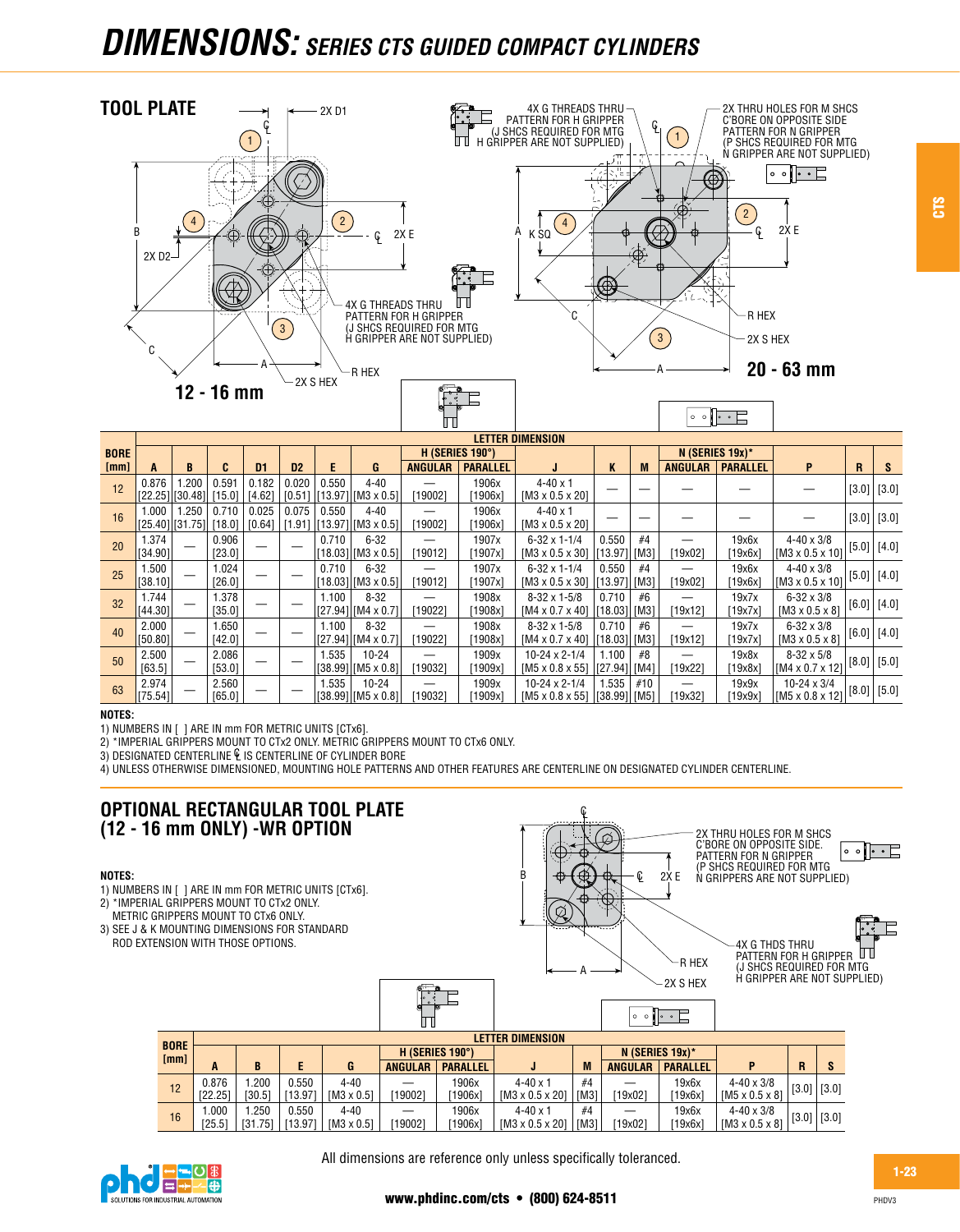# DIMENSIONS: SERIES CTS GUIDED COMPACT CYLINDERS

## TOOL PLATE

2X D1

4X G THREADS THRU PATTERN FOR H GRIPPER (J SHCS REQUIRED FOR MTG H GRIPPER ARE NOT SUPPLIED)

2X THRU HOLES FOR M SHCS C'BORE ON OPPOSITE SIDE PATTERN FOR N GRIPPER (P SHCS REQUIRED FOR MTG N GRIPPER ARE NOT SUPPLIED)

B, 2X D2, 2X E, C, A, K SQ, R HEX, 2X S HEX

**12 - 16 mm**

**20 - 63 mm**

| BORE [mm] | LETTER DIMENSION | | | | | | | | | | | | | | | | |
|---|---|---|---|---|---|---|---|---|---|---|---|---|---|---|---|---|---|
| | A | B | C | D1 | D2 | E | G | H (SERIES 190°) | | J | K | M | N (SERIES 19x)* | | P | R | S |
| | | | | | | | | ANGULAR | PARALLEL | | | | ANGULAR | PARALLEL | | | |
| 12 | 0.876 [22.25] | 1.200 [30.48] | 0.591 [15.0] | 0.182 [4.62] | 0.020 [0.51] | 0.550 [13.97] | 4-40 [M3 x 0.5] | — [19002] | 1906x [1906x] | 4-40 x 1 [M3 x 0.5 x 20] | — | — | — | — | — | [3.0] | [3.0] |
| 16 | 1.000 [25.40] | 1.250 [31.75] | 0.710 [18.0] | 0.025 [0.64] | 0.075 [1.91] | 0.550 [13.97] | 4-40 [M3 x 0.5] | — [19002] | 1906x [1906x] | 4-40 x 1 [M3 x 0.5 x 20] | — | — | — | — | — | [3.0] | [3.0] |
| 20 | 1.374 [34.90] | — | 0.906 [23.0] | — | — | 0.710 [18.03] | 6-32 [M3 x 0.5] | — [19012] | 1907x [1907x] | 6-32 x 1-1/4 [M3 x 0.5 x 30] | 0.550 [13.97] | #4 [M3] | — [19x02] | 19x6x [19x6x] | 4-40 x 3/8 [M3 x 0.5 x 10] | [5.0] | [4.0] |
| 25 | 1.500 [38.10] | — | 1.024 [26.0] | — | — | 0.710 [18.03] | 6-32 [M3 x 0.5] | — [19012] | 1907x [1907x] | 6-32 x 1-1/4 [M3 x 0.5 x 30] | 0.550 [13.97] | #4 [M3] | — [19x02] | 19x6x [19x6x] | 4-40 x 3/8 [M3 x 0.5 x 10] | [5.0] | [4.0] |
| 32 | 1.744 [44.30] | — | 1.378 [35.0] | — | — | 1.100 [27.94] | 8-32 [M4 x 0.7] | — [19022] | 1908x [1908x] | 8-32 x 1-5/8 [M4 x 0.7 x 40] | 0.710 [18.03] | #6 [M3] | — [19x12] | 19x7x [19x7x] | 6-32 x 3/8 [M3 x 0.5 x 8] | [6.0] | [4.0] |
| 40 | 2.000 [50.80] | — | 1.650 [42.0] | — | — | 1.100 [27.94] | 8-32 [M4 x 0.7] | — [19022] | 1908x [1908x] | 8-32 x 1-5/8 [M4 x 0.7 x 40] | 0.710 [18.03] | #6 [M3] | — [19x12] | 19x7x [19x7x] | 6-32 x 3/8 [M3 x 0.5 x 8] | [6.0] | [4.0] |
| 50 | 2.500 [63.5] | — | 2.086 [53.0] | — | — | 1.535 [38.99] | 10-24 [M5 x 0.8] | — [19032] | 1909x [1909x] | 10-24 x 2-1/4 [M5 x 0.8 x 55] | 1.100 [27.94] | #8 [M4] | — [19x22] | 19x8x [19x8x] | 8-32 x 5/8 [M4 x 0.7 x 12] | [8.0] | [5.0] |
| 63 | 2.974 [75.54] | — | 2.560 [65.0] | — | — | 1.535 [38.99] | 10-24 [M5 x 0.8] | — [19032] | 1909x [1909x] | 10-24 x 2-1/4 [M5 x 0.8 x 55] | 1.535 [38.99] | #10 [M5] | — [19x32] | 19x9x [19x9x] | 10-24 x 3/4 [M5 x 0.8 x 12] | [8.0] | [5.0] |

**NOTES:**
1) NUMBERS IN [ ] ARE IN mm FOR METRIC UNITS [CTx6].
2) *IMPERIAL GRIPPERS MOUNT TO CTx2 ONLY. METRIC GRIPPERS MOUNT TO CTx6 ONLY.
3) DESIGNATED CENTERLINE ℄ IS CENTERLINE OF CYLINDER BORE
4) UNLESS OTHERWISE DIMENSIONED, MOUNTING HOLE PATTERNS AND OTHER FEATURES ARE CENTERLINE ON DESIGNATED CYLINDER CENTERLINE.

## OPTIONAL RECTANGULAR TOOL PLATE (12 - 16 mm ONLY) -WR OPTION

**NOTES:**
1) NUMBERS IN [ ] ARE IN mm FOR METRIC UNITS [CTx6].
2) *IMPERIAL GRIPPERS MOUNT TO CTx2 ONLY. METRIC GRIPPERS MOUNT TO CTx6 ONLY.
3) SEE J & K MOUNTING DIMENSIONS FOR STANDARD ROD EXTENSION WITH THOSE OPTIONS.

2X THRU HOLES FOR M SHCS C'BORE ON OPPOSITE SIDE. PATTERN FOR N GRIPPER (P SHCS REQUIRED FOR MTG N GRIPPERS ARE NOT SUPPLIED)

4X G THDS THRU PATTERN FOR H GRIPPER (J SHCS REQUIRED FOR MTG H GRIPPER ARE NOT SUPPLIED)

B, 2X E, A, R HEX, 2X S HEX

| BORE [mm] | LETTER DIMENSION | | | | | | | | | | | | |
|---|---|---|---|---|---|---|---|---|---|---|---|---|---|
| | A | B | E | G | H (SERIES 190°) | | J | M | N (SERIES 19x)* | | P | R | S |
| | | | | | ANGULAR | PARALLEL | | | ANGULAR | PARALLEL | | | |
| 12 | 0.876 [22.25] | 1.200 [30.5] | 0.550 [13.97] | 4-40 [M3 x 0.5] | — [19002] | 1906x [1906x] | 4-40 x 1 [M3 x 0.5 x 20] | #4 [M3] | — [19x02] | 19x6x [19x6x] | 4-40 x 3/8 [M5 x 0.5 x 8] | [3.0] | [3.0] |
| 16 | 1.000 [25.5] | 1.250 [31.75] | 0.550 [13.97] | 4-40 [M3 x 0.5] | — [19002] | 1906x [1906x] | 4-40 x 1 [M3 x 0.5 x 20] | #4 [M3] | — [19x02] | 19x6x [19x6x] | 4-40 x 3/8 [M3 x 0.5 x 8] | [3.0] | [3.0] |

All dimensions are reference only unless specifically toleranced.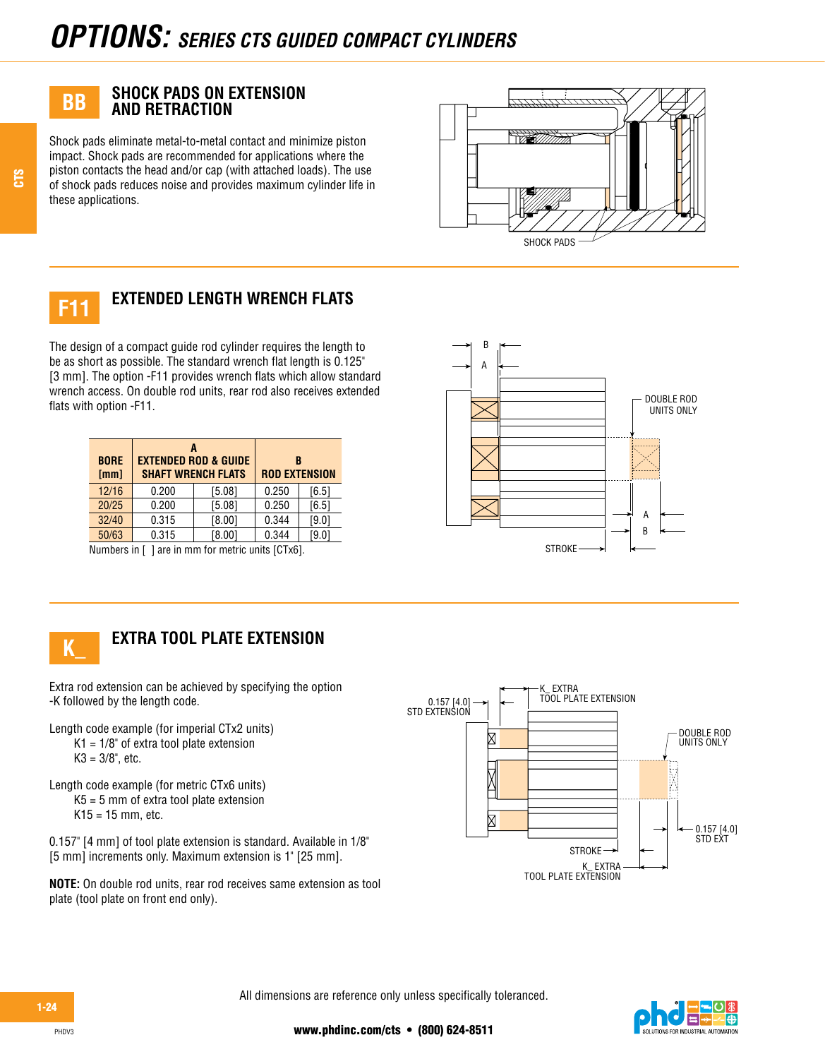# OPTIONS: SERIES CTS GUIDED COMPACT CYLINDERS

## BB SHOCK PADS ON EXTENSION AND RETRACTION

Shock pads eliminate metal-to-metal contact and minimize piston impact. Shock pads are recommended for applications where the piston contacts the head and/or cap (with attached loads). The use of shock pads reduces noise and provides maximum cylinder life in these applications.

SHOCK PADS

## F11 EXTENDED LENGTH WRENCH FLATS

The design of a compact guide rod cylinder requires the length to be as short as possible. The standard wrench flat length is 0.125" [3 mm]. The option -F11 provides wrench flats which allow standard wrench access. On double rod units, rear rod also receives extended flats with option -F11.

| BORE [mm] | A EXTENDED ROD & GUIDE SHAFT WRENCH FLATS | | B ROD EXTENSION | |
|---|---|---|---|---|
| 12/16 | 0.200 | [5.08] | 0.250 | [6.5] |
| 20/25 | 0.200 | [5.08] | 0.250 | [6.5] |
| 32/40 | 0.315 | [8.00] | 0.344 | [9.0] |
| 50/63 | 0.315 | [8.00] | 0.344 | [9.0] |

Numbers in [ ] are in mm for metric units [CTx6].

B, A, DOUBLE ROD UNITS ONLY, STROKE

## K_ EXTRA TOOL PLATE EXTENSION

Extra rod extension can be achieved by specifying the option -K followed by the length code.

Length code example (for imperial CTx2 units)
- K1 = 1/8" of extra tool plate extension
- K3 = 3/8", etc.

Length code example (for metric CTx6 units)
- K5 = 5 mm of extra tool plate extension
- K15 = 15 mm, etc.

0.157" [4 mm] of tool plate extension is standard. Available in 1/8" [5 mm] increments only. Maximum extension is 1" [25 mm].

**NOTE:** On double rod units, rear rod receives same extension as tool plate (tool plate on front end only).

0.157 [4.0] STD EXTENSION, K_ EXTRA TOOL PLATE EXTENSION, DOUBLE ROD UNITS ONLY, 0.157 [4.0] STD EXT, STROKE, K_ EXTRA TOOL PLATE EXTENSION

All dimensions are reference only unless specifically toleranced.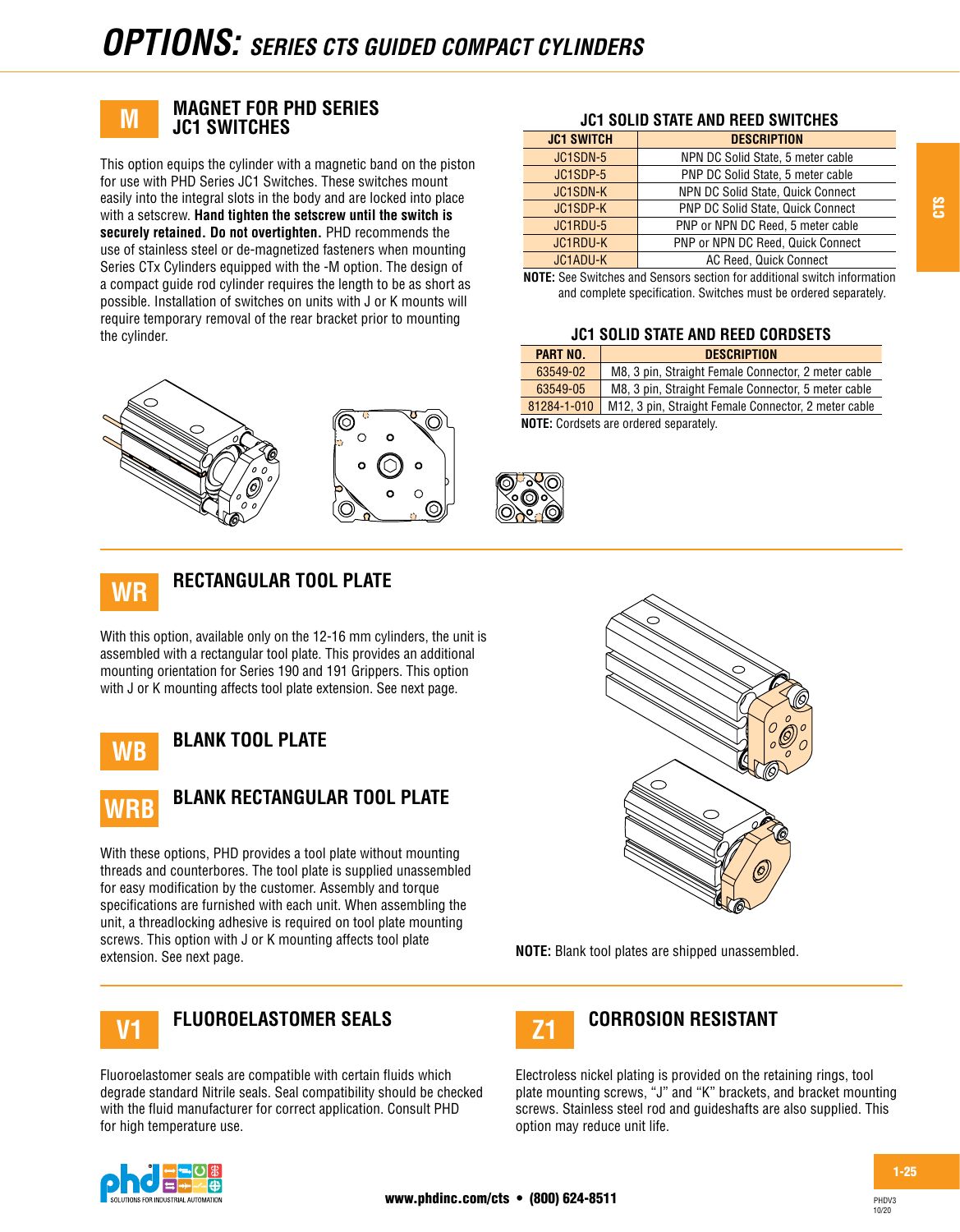# OPTIONS: SERIES CTS GUIDED COMPACT CYLINDERS

## M — MAGNET FOR PHD SERIES JC1 SWITCHES

This option equips the cylinder with a magnetic band on the piston for use with PHD Series JC1 Switches. These switches mount easily into the integral slots in the body and are locked into place with a setscrew. **Hand tighten the setscrew until the switch is securely retained. Do not overtighten.** PHD recommends the use of stainless steel or de-magnetized fasteners when mounting Series CTx Cylinders equipped with the -M option. The design of a compact guide rod cylinder requires the length to be as short as possible. Installation of switches on units with J or K mounts will require temporary removal of the rear bracket prior to mounting the cylinder.

### JC1 SOLID STATE AND REED SWITCHES

| JC1 SWITCH | DESCRIPTION |
|---|---|
| JC1SDN-5 | NPN DC Solid State, 5 meter cable |
| JC1SDP-5 | PNP DC Solid State, 5 meter cable |
| JC1SDN-K | NPN DC Solid State, Quick Connect |
| JC1SDP-K | PNP DC Solid State, Quick Connect |
| JC1RDU-5 | PNP or NPN DC Reed, 5 meter cable |
| JC1RDU-K | PNP or NPN DC Reed, Quick Connect |
| JC1ADU-K | AC Reed, Quick Connect |

**NOTE:** See Switches and Sensors section for additional switch information and complete specification. Switches must be ordered separately.

### JC1 SOLID STATE AND REED CORDSETS

| PART NO. | DESCRIPTION |
|---|---|
| 63549-02 | M8, 3 pin, Straight Female Connector, 2 meter cable |
| 63549-05 | M8, 3 pin, Straight Female Connector, 5 meter cable |
| 81284-1-010 | M12, 3 pin, Straight Female Connector, 2 meter cable |

**NOTE:** Cordsets are ordered separately.

## WR — RECTANGULAR TOOL PLATE

With this option, available only on the 12-16 mm cylinders, the unit is assembled with a rectangular tool plate. This provides an additional mounting orientation for Series 190 and 191 Grippers. This option with J or K mounting affects tool plate extension. See next page.

## WB — BLANK TOOL PLATE

## WRB — BLANK RECTANGULAR TOOL PLATE

With these options, PHD provides a tool plate without mounting threads and counterbores. The tool plate is supplied unassembled for easy modification by the customer. Assembly and torque specifications are furnished with each unit. When assembling the unit, a threadlocking adhesive is required on tool plate mounting screws. This option with J or K mounting affects tool plate extension. See next page.

**NOTE:** Blank tool plates are shipped unassembled.

## V1 — FLUOROELASTOMER SEALS

Fluoroelastomer seals are compatible with certain fluids which degrade standard Nitrile seals. Seal compatibility should be checked with the fluid manufacturer for correct application. Consult PHD for high temperature use.

## Z1 — CORROSION RESISTANT

Electroless nickel plating is provided on the retaining rings, tool plate mounting screws, "J" and "K" brackets, and bracket mounting screws. Stainless steel rod and guideshafts are also supplied. This option may reduce unit life.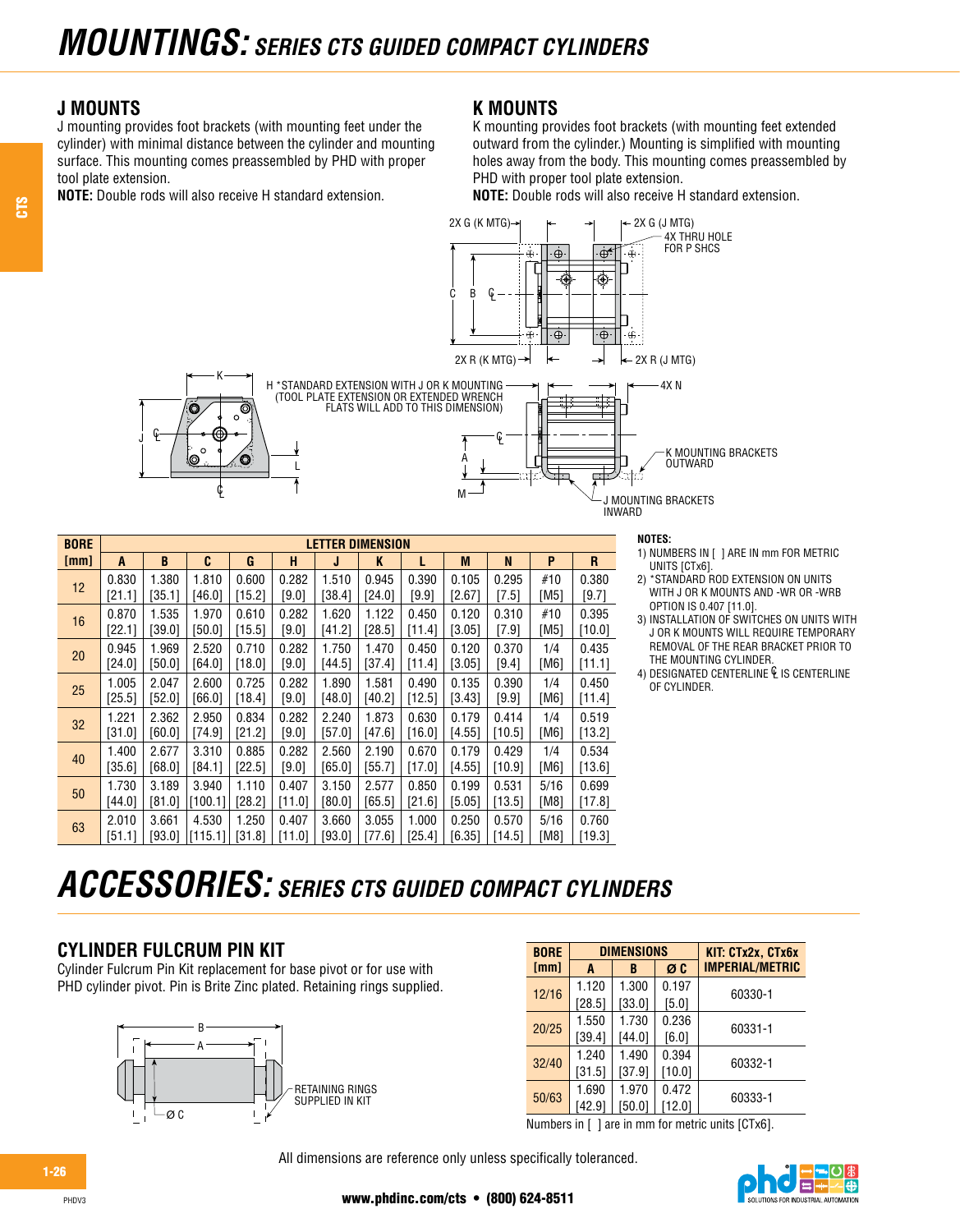# MOUNTINGS: SERIES CTS GUIDED COMPACT CYLINDERS

## J MOUNTS

J mounting provides foot brackets (with mounting feet under the cylinder) with minimal distance between the cylinder and mounting surface. This mounting comes preassembled by PHD with proper tool plate extension.

**NOTE:** Double rods will also receive H standard extension.

## K MOUNTS

K mounting provides foot brackets (with mounting feet extended outward from the cylinder.) Mounting is simplified with mounting holes away from the body. This mounting comes preassembled by PHD with proper tool plate extension.

**NOTE:** Double rods will also receive H standard extension.

2X G (K MTG)
2X G (J MTG)
4X THRU HOLE FOR P SHCS
2X R (K MTG)
2X R (J MTG)
H *STANDARD EXTENSION WITH J OR K MOUNTING (TOOL PLATE EXTENSION OR EXTENDED WRENCH FLATS WILL ADD TO THIS DIMENSION)
4X N
K MOUNTING BRACKETS OUTWARD
J MOUNTING BRACKETS INWARD

| BORE [mm] | LETTER DIMENSION | | | | | | | | | | | |
|---|---|---|---|---|---|---|---|---|---|---|---|---|
| | A | B | C | G | H | J | K | L | M | N | P | R |
| 12 | 0.830 [21.1] | 1.380 [35.1] | 1.810 [46.0] | 0.600 [15.2] | 0.282 [9.0] | 1.510 [38.4] | 0.945 [24.0] | 0.390 [9.9] | 0.105 [2.67] | 0.295 [7.5] | #10 [M5] | 0.380 [9.7] |
| 16 | 0.870 [22.1] | 1.535 [39.0] | 1.970 [50.0] | 0.610 [15.5] | 0.282 [9.0] | 1.620 [41.2] | 1.122 [28.5] | 0.450 [11.4] | 0.120 [3.05] | 0.310 [7.9] | #10 [M5] | 0.395 [10.0] |
| 20 | 0.945 [24.0] | 1.969 [50.0] | 2.520 [64.0] | 0.710 [18.0] | 0.282 [9.0] | 1.750 [44.5] | 1.470 [37.4] | 0.450 [11.4] | 0.120 [3.05] | 0.370 [9.4] | 1/4 [M6] | 0.435 [11.1] |
| 25 | 1.005 [25.5] | 2.047 [52.0] | 2.600 [66.0] | 0.725 [18.4] | 0.282 [9.0] | 1.890 [48.0] | 1.581 [40.2] | 0.490 [12.5] | 0.135 [3.43] | 0.390 [9.9] | 1/4 [M6] | 0.450 [11.4] |
| 32 | 1.221 [31.0] | 2.362 [60.0] | 2.950 [74.9] | 0.834 [21.2] | 0.282 [9.0] | 2.240 [57.0] | 1.873 [47.6] | 0.630 [16.0] | 0.179 [4.55] | 0.414 [10.5] | 1/4 [M6] | 0.519 [13.2] |
| 40 | 1.400 [35.6] | 2.677 [68.0] | 3.310 [84.1] | 0.885 [22.5] | 0.282 [9.0] | 2.560 [65.0] | 2.190 [55.7] | 0.670 [17.0] | 0.179 [4.55] | 0.429 [10.9] | 1/4 [M6] | 0.534 [13.6] |
| 50 | 1.730 [44.0] | 3.189 [81.0] | 3.940 [100.1] | 1.110 [28.2] | 0.407 [11.0] | 3.150 [80.0] | 2.577 [65.5] | 0.850 [21.6] | 0.199 [5.05] | 0.531 [13.5] | 5/16 [M8] | 0.699 [17.8] |
| 63 | 2.010 [51.1] | 3.661 [93.0] | 4.530 [115.1] | 1.250 [31.8] | 0.407 [11.0] | 3.660 [93.0] | 3.055 [77.6] | 1.000 [25.4] | 0.250 [6.35] | 0.570 [14.5] | 5/16 [M8] | 0.760 [19.3] |

**NOTES:**

1) NUMBERS IN [ ] ARE IN mm FOR METRIC UNITS [CTx6].
2) *STANDARD ROD EXTENSION ON UNITS WITH J OR K MOUNTS AND -WR OR -WRB OPTION IS 0.407 [11.0].
3) INSTALLATION OF SWITCHES ON UNITS WITH J OR K MOUNTS WILL REQUIRE TEMPORARY REMOVAL OF THE REAR BRACKET PRIOR TO THE MOUNTING CYLINDER.
4) DESIGNATED CENTERLINE ℄ IS CENTERLINE OF CYLINDER.

# ACCESSORIES: SERIES CTS GUIDED COMPACT CYLINDERS

## CYLINDER FULCRUM PIN KIT

Cylinder Fulcrum Pin Kit replacement for base pivot or for use with PHD cylinder pivot. Pin is Brite Zinc plated. Retaining rings supplied.

RETAINING RINGS SUPPLIED IN KIT

| BORE [mm] | DIMENSIONS | | | KIT: CTx2x, CTx6x IMPERIAL/METRIC |
|---|---|---|---|---|
| | A | B | Ø C | |
| 12/16 | 1.120 [28.5] | 1.300 [33.0] | 0.197 [5.0] | 60330-1 |
| 20/25 | 1.550 [39.4] | 1.730 [44.0] | 0.236 [6.0] | 60331-1 |
| 32/40 | 1.240 [31.5] | 1.490 [37.9] | 0.394 [10.0] | 60332-1 |
| 50/63 | 1.690 [42.9] | 1.970 [50.0] | 0.472 [12.0] | 60333-1 |

Numbers in [ ] are in mm for metric units [CTx6].

All dimensions are reference only unless specifically toleranced.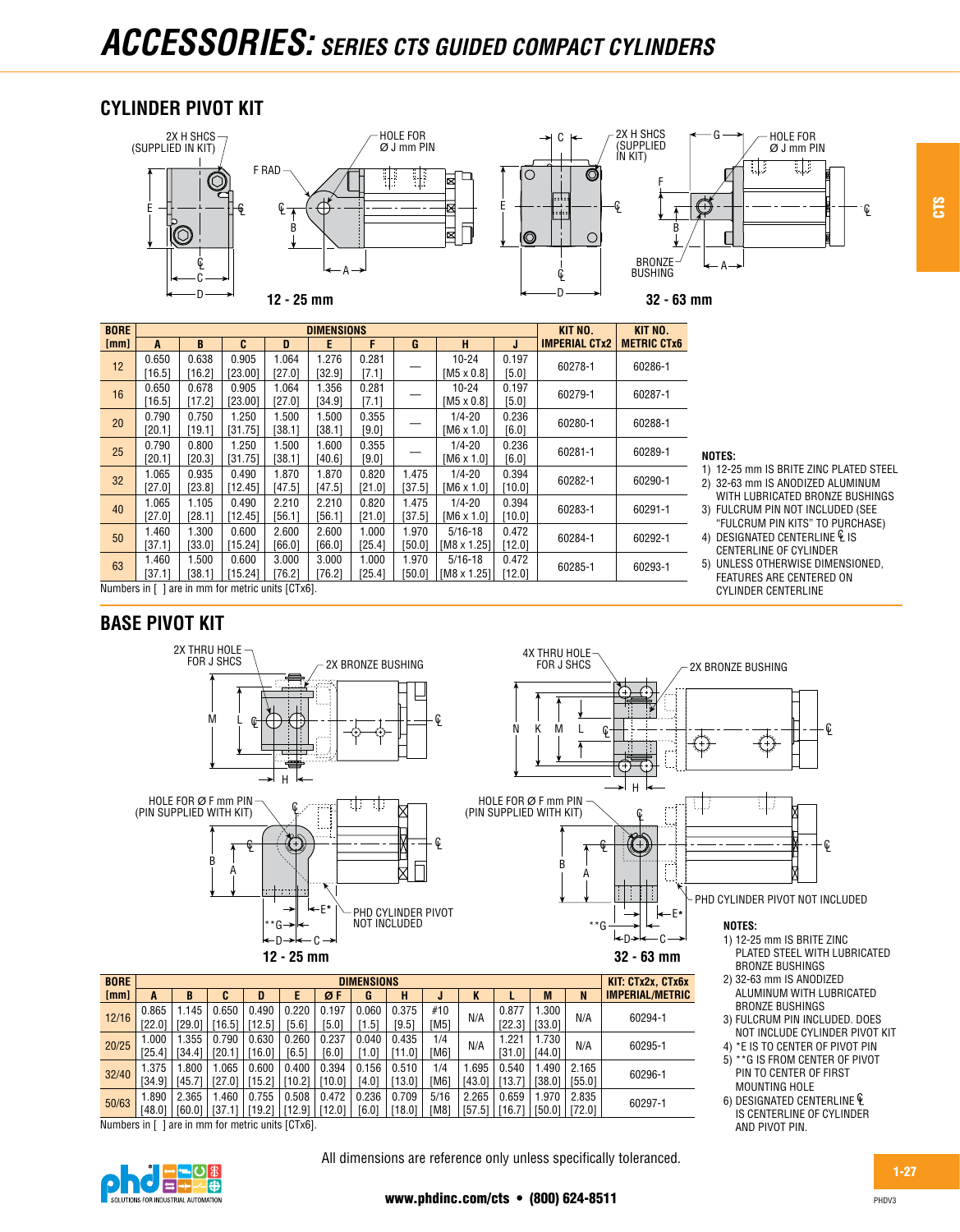# ACCESSORIES: SERIES CTS GUIDED COMPACT CYLINDERS

## CYLINDER PIVOT KIT

2X H SHCS (SUPPLIED IN KIT)

HOLE FOR Ø J mm PIN

F RAD

BRONZE BUSHING

12 - 25 mm

32 - 63 mm

| BORE [mm] | DIMENSIONS | | | | | | | | | KIT NO. IMPERIAL CTx2 | KIT NO. METRIC CTx6 |
|---|---|---|---|---|---|---|---|---|---|---|---|
| | A | B | C | D | E | F | G | H | J | | |
| 12 | 0.650 [16.5] | 0.638 [16.2] | 0.905 [23.00] | 1.064 [27.0] | 1.276 [32.9] | 0.281 [7.1] | — | 10-24 [M5 x 0.8] | 0.197 [5.0] | 60278-1 | 60286-1 |
| 16 | 0.650 [16.5] | 0.678 [17.2] | 0.905 [23.00] | 1.064 [27.0] | 1.356 [34.9] | 0.281 [7.1] | — | 10-24 [M5 x 0.8] | 0.197 [5.0] | 60279-1 | 60287-1 |
| 20 | 0.790 [20.1] | 0.750 [19.1] | 1.250 [31.75] | 1.500 [38.1] | 1.500 [38.1] | 0.355 [9.0] | — | 1/4-20 [M6 x 1.0] | 0.236 [6.0] | 60280-1 | 60288-1 |
| 25 | 0.790 [20.1] | 0.800 [20.3] | 1.250 [31.75] | 1.500 [38.1] | 1.600 [40.6] | 0.355 [9.0] | — | 1/4-20 [M6 x 1.0] | 0.236 [6.0] | 60281-1 | 60289-1 |
| 32 | 1.065 [27.0] | 0.935 [23.8] | 0.490 [12.45] | 1.870 [47.5] | 1.870 [47.5] | 0.820 [21.0] | 1.475 [37.5] | 1/4-20 [M6 x 1.0] | 0.394 [10.0] | 60282-1 | 60290-1 |
| 40 | 1.065 [27.0] | 1.105 [28.1] | 0.490 [12.45] | 2.210 [56.1] | 2.210 [56.1] | 0.820 [21.0] | 1.475 [37.5] | 1/4-20 [M6 x 1.0] | 0.394 [10.0] | 60283-1 | 60291-1 |
| 50 | 1.460 [37.1] | 1.300 [33.0] | 0.600 [15.24] | 2.600 [66.0] | 2.600 [66.0] | 1.000 [25.4] | 1.970 [50.0] | 5/16-18 [M8 x 1.25] | 0.472 [12.0] | 60284-1 | 60292-1 |
| 63 | 1.460 [37.1] | 1.500 [38.1] | 0.600 [15.24] | 3.000 [76.2] | 3.000 [76.2] | 1.000 [25.4] | 1.970 [50.0] | 5/16-18 [M8 x 1.25] | 0.472 [12.0] | 60285-1 | 60293-1 |

Numbers in [ ] are in mm for metric units [CTx6].

**NOTES:**
1) 12-25 mm IS BRITE ZINC PLATED STEEL
2) 32-63 mm IS ANODIZED ALUMINUM WITH LUBRICATED BRONZE BUSHINGS
3) FULCRUM PIN NOT INCLUDED (SEE "FULCRUM PIN KITS" TO PURCHASE)
4) DESIGNATED CENTERLINE ℄ IS CENTERLINE OF CYLINDER
5) UNLESS OTHERWISE DIMENSIONED, FEATURES ARE CENTERED ON CYLINDER CENTERLINE

## BASE PIVOT KIT

2X THRU HOLE FOR J SHCS

2X BRONZE BUSHING

4X THRU HOLE FOR J SHCS

HOLE FOR Ø F mm PIN (PIN SUPPLIED WITH KIT)

PHD CYLINDER PIVOT NOT INCLUDED

12 - 25 mm

32 - 63 mm

| BORE [mm] | DIMENSIONS | | | | | | | | | | | | | | KIT: CTx2x, CTx6x IMPERIAL/METRIC |
|---|---|---|---|---|---|---|---|---|---|---|---|---|---|---|---|
| | A | B | C | D | E | ØF | G | H | J | K | L | M | N | | |
| 12/16 | 0.865 [22.0] | 1.145 [29.0] | 0.650 [16.5] | 0.490 [12.5] | 0.220 [5.6] | 0.197 [5.0] | 0.060 [1.5] | 0.375 [9.5] | #10 [M5] | N/A | 0.877 [22.3] | 1.300 [33.0] | N/A | | 60294-1 |
| 20/25 | 1.000 [25.4] | 1.355 [34.4] | 0.790 [20.1] | 0.630 [16.0] | 0.260 [6.5] | 0.237 [6.0] | 0.040 [1.0] | 0.435 [11.0] | 1/4 [M6] | N/A | 1.221 [31.0] | 1.730 [44.0] | N/A | | 60295-1 |
| 32/40 | 1.375 [34.9] | 1.800 [45.7] | 1.065 [27.0] | 0.600 [15.2] | 0.400 [10.2] | 0.394 [10.0] | 0.156 [4.0] | 0.510 [13.0] | 1/4 [M6] | 1.695 [43.0] | 0.540 [13.7] | 1.490 [38.0] | 2.165 [55.0] | | 60296-1 |
| 50/63 | 1.890 [48.0] | 2.365 [60.0] | 1.460 [37.1] | 0.755 [19.2] | 0.508 [12.9] | 0.472 [12.0] | 0.236 [6.0] | 0.709 [18.0] | 5/16 [M8] | 2.265 [57.5] | 0.659 [16.7] | 1.970 [50.0] | 2.835 [72.0] | | 60297-1 |

Numbers in [ ] are in mm for metric units [CTx6].

**NOTES:**
1) 12-25 mm IS BRITE ZINC PLATED STEEL WITH LUBRICATED BRONZE BUSHINGS
2) 32-63 mm IS ANODIZED ALUMINUM WITH LUBRICATED BRONZE BUSHINGS
3) FULCRUM PIN INCLUDED. DOES NOT INCLUDE CYLINDER PIVOT KIT
4) *E IS TO CENTER OF PIVOT PIN
5) **G IS FROM CENTER OF PIVOT PIN TO CENTER OF FIRST MOUNTING HOLE
6) DESIGNATED CENTERLINE ℄ IS CENTERLINE OF CYLINDER AND PIVOT PIN.

All dimensions are reference only unless specifically toleranced.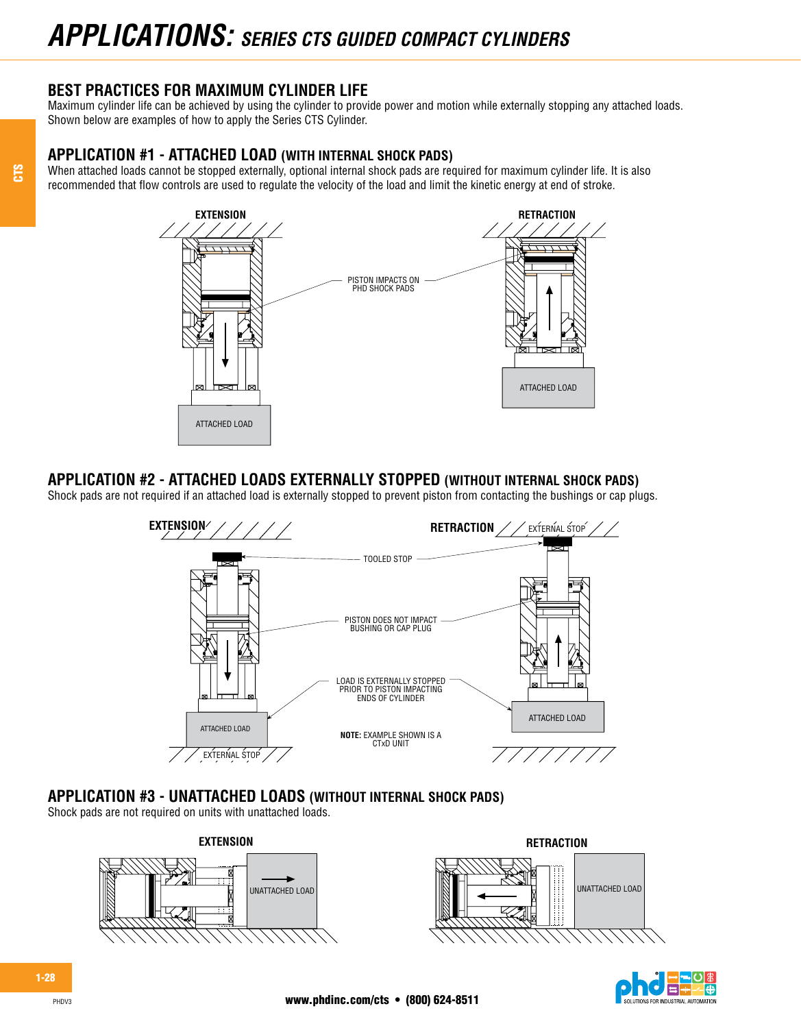# APPLICATIONS: SERIES CTS GUIDED COMPACT CYLINDERS

## BEST PRACTICES FOR MAXIMUM CYLINDER LIFE

Maximum cylinder life can be achieved by using the cylinder to provide power and motion while externally stopping any attached loads. Shown below are examples of how to apply the Series CTS Cylinder.

## APPLICATION #1 - ATTACHED LOAD (WITH INTERNAL SHOCK PADS)

When attached loads cannot be stopped externally, optional internal shock pads are required for maximum cylinder life. It is also recommended that flow controls are used to regulate the velocity of the load and limit the kinetic energy at end of stroke.

EXTENSION

RETRACTION

PISTON IMPACTS ON PHD SHOCK PADS

ATTACHED LOAD

ATTACHED LOAD

## APPLICATION #2 - ATTACHED LOADS EXTERNALLY STOPPED (WITHOUT INTERNAL SHOCK PADS)

Shock pads are not required if an attached load is externally stopped to prevent piston from contacting the bushings or cap plugs.

EXTENSION

RETRACTION

EXTERNAL STOP

TOOLED STOP

PISTON DOES NOT IMPACT BUSHING OR CAP PLUG

LOAD IS EXTERNALLY STOPPED PRIOR TO PISTON IMPACTING ENDS OF CYLINDER

ATTACHED LOAD

ATTACHED LOAD

EXTERNAL STOP

**NOTE:** EXAMPLE SHOWN IS A CTxD UNIT

## APPLICATION #3 - UNATTACHED LOADS (WITHOUT INTERNAL SHOCK PADS)

Shock pads are not required on units with unattached loads.

EXTENSION

RETRACTION

UNATTACHED LOAD

UNATTACHED LOAD

**www.phdinc.com/cts • (800) 624-8511**